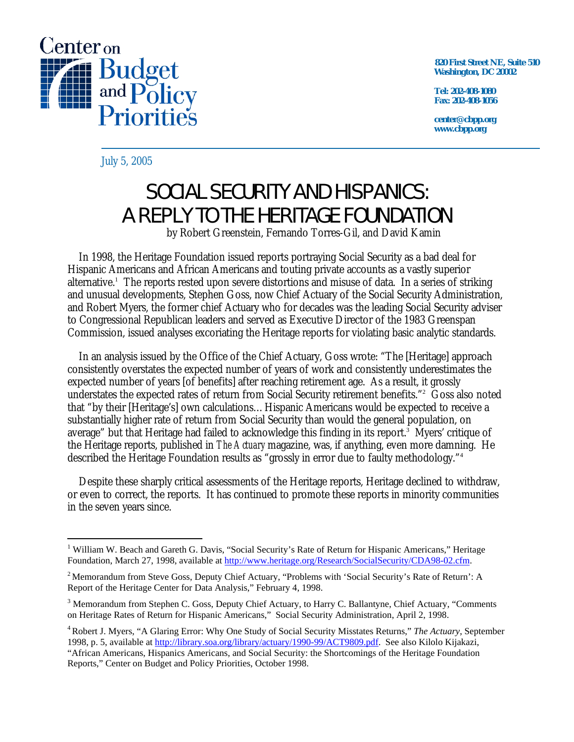Center on Budget and Policy Priorities

820 First Street NE, Suite 510
Washington, DC 20002

Tel: 202-408-1080
Fax: 202-408-1056

center@cbpp.org
www.cbpp.org

July 5, 2005

# SOCIAL SECURITY AND HISPANICS: A REPLY TO THE HERITAGE FOUNDATION

by Robert Greenstein, Fernando Torres-Gil, and David Kamin

In 1998, the Heritage Foundation issued reports portraying Social Security as a bad deal for Hispanic Americans and African Americans and touting private accounts as a vastly superior alternative.[1] The reports rested upon severe distortions and misuse of data. In a series of striking and unusual developments, Stephen Goss, now Chief Actuary of the Social Security Administration, and Robert Myers, the former chief Actuary who for decades was the leading Social Security adviser to Congressional Republican leaders and served as Executive Director of the 1983 Greenspan Commission, issued analyses excoriating the Heritage reports for violating basic analytic standards.

In an analysis issued by the Office of the Chief Actuary, Goss wrote: "The [Heritage] approach consistently overstates the expected number of years of work and consistently underestimates the expected number of years [of benefits] after reaching retirement age. As a result, it grossly understates the expected rates of return from Social Security retirement benefits."[2] Goss also noted that "by their [Heritage's] own calculations… Hispanic Americans would be expected to receive a substantially higher rate of return from Social Security than would the general population, on average" but that Heritage had failed to acknowledge this finding in its report.[3] Myers' critique of the Heritage reports, published in *The Actuary* magazine, was, if anything, even more damning. He described the Heritage Foundation results as "grossly in error due to faulty methodology."[4]

Despite these sharply critical assessments of the Heritage reports, Heritage declined to withdraw, or even to correct, the reports. It has continued to promote these reports in minority communities in the seven years since.

---

[1] William W. Beach and Gareth G. Davis, "Social Security's Rate of Return for Hispanic Americans," Heritage Foundation, March 27, 1998, available at http://www.heritage.org/Research/SocialSecurity/CDA98-02.cfm.

[2] Memorandum from Steve Goss, Deputy Chief Actuary, "Problems with 'Social Security's Rate of Return': A Report of the Heritage Center for Data Analysis," February 4, 1998.

[3] Memorandum from Stephen C. Goss, Deputy Chief Actuary, to Harry C. Ballantyne, Chief Actuary, "Comments on Heritage Rates of Return for Hispanic Americans," Social Security Administration, April 2, 1998.

[4] Robert J. Myers, "A Glaring Error: Why One Study of Social Security Misstates Returns," *The Actuary*, September 1998, p. 5, available at http://library.soa.org/library/actuary/1990-99/ACT9809.pdf. See also Kilolo Kijakazi, "African Americans, Hispanics Americans, and Social Security: the Shortcomings of the Heritage Foundation Reports," Center on Budget and Policy Priorities, October 1998.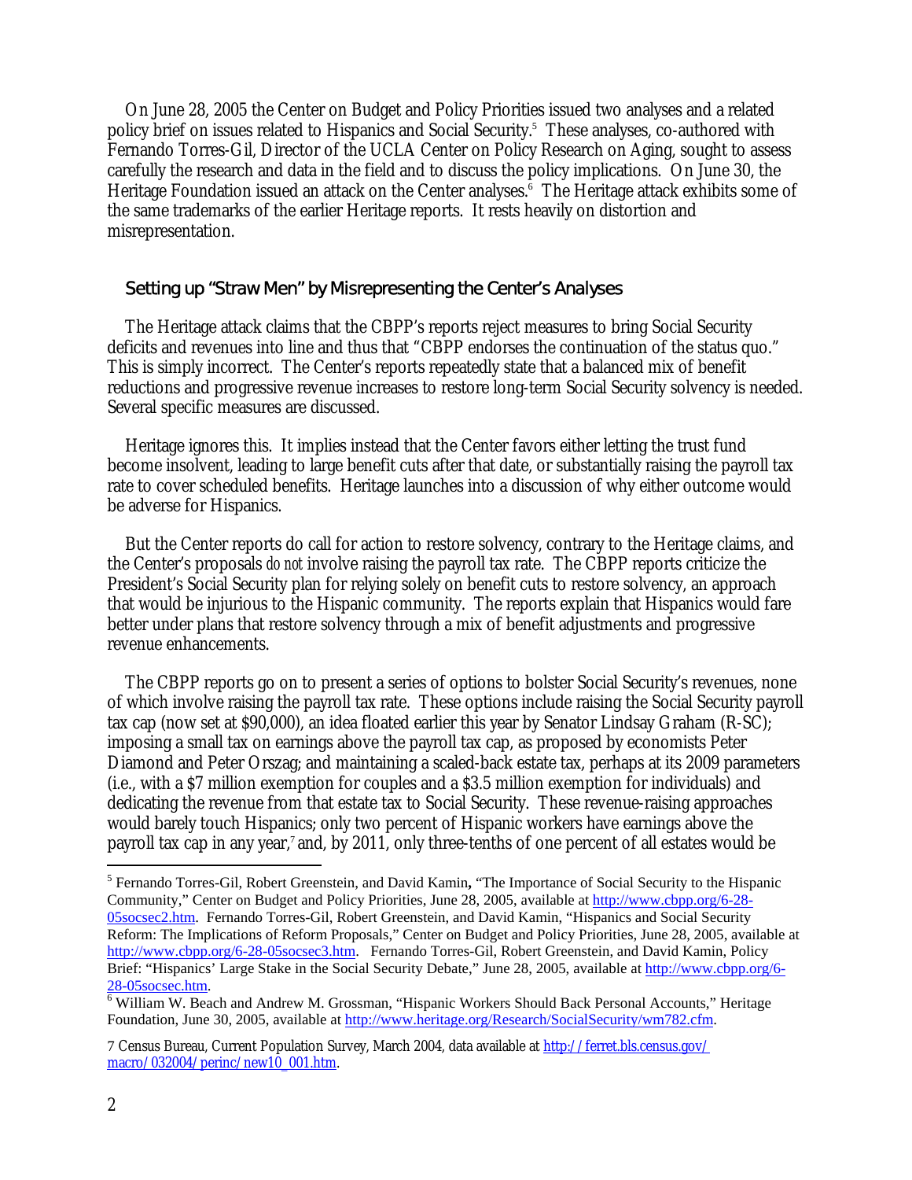On June 28, 2005 the Center on Budget and Policy Priorities issued two analyses and a related policy brief on issues related to Hispanics and Social Security.[5] These analyses, co-authored with Fernando Torres-Gil, Director of the UCLA Center on Policy Research on Aging, sought to assess carefully the research and data in the field and to discuss the policy implications. On June 30, the Heritage Foundation issued an attack on the Center analyses.[6] The Heritage attack exhibits some of the same trademarks of the earlier Heritage reports. It rests heavily on distortion and misrepresentation.

## Setting up "Straw Men" by Misrepresenting the Center's Analyses

The Heritage attack claims that the CBPP's reports reject measures to bring Social Security deficits and revenues into line and thus that "CBPP endorses the continuation of the status quo." This is simply incorrect. The Center's reports repeatedly state that a balanced mix of benefit reductions and progressive revenue increases to restore long-term Social Security solvency is needed. Several specific measures are discussed.

Heritage ignores this. It implies instead that the Center favors either letting the trust fund become insolvent, leading to large benefit cuts after that date, or substantially raising the payroll tax rate to cover scheduled benefits. Heritage launches into a discussion of why either outcome would be adverse for Hispanics.

But the Center reports do call for action to restore solvency, contrary to the Heritage claims, and the Center's proposals *do not* involve raising the payroll tax rate. The CBPP reports criticize the President's Social Security plan for relying solely on benefit cuts to restore solvency, an approach that would be injurious to the Hispanic community. The reports explain that Hispanics would fare better under plans that restore solvency through a mix of benefit adjustments and progressive revenue enhancements.

The CBPP reports go on to present a series of options to bolster Social Security's revenues, none of which involve raising the payroll tax rate. These options include raising the Social Security payroll tax cap (now set at $90,000), an idea floated earlier this year by Senator Lindsay Graham (R-SC); imposing a small tax on earnings above the payroll tax cap, as proposed by economists Peter Diamond and Peter Orszag; and maintaining a scaled-back estate tax, perhaps at its 2009 parameters (i.e., with a $7 million exemption for couples and a $3.5 million exemption for individuals) and dedicating the revenue from that estate tax to Social Security. These revenue-raising approaches would barely touch Hispanics; only two percent of Hispanic workers have earnings above the payroll tax cap in any year,[7] and, by 2011, only three-tenths of one percent of all estates would be

---

[5] Fernando Torres-Gil, Robert Greenstein, and David Kamin**,** "The Importance of Social Security to the Hispanic Community," Center on Budget and Policy Priorities, June 28, 2005, available at http://www.cbpp.org/6-28-05socsec2.htm. Fernando Torres-Gil, Robert Greenstein, and David Kamin, "Hispanics and Social Security Reform: The Implications of Reform Proposals," Center on Budget and Policy Priorities, June 28, 2005, available at http://www.cbpp.org/6-28-05socsec3.htm. Fernando Torres-Gil, Robert Greenstein, and David Kamin, Policy Brief: "Hispanics' Large Stake in the Social Security Debate," June 28, 2005, available at http://www.cbpp.org/6-28-05socsec.htm.

[6] William W. Beach and Andrew M. Grossman, "Hispanic Workers Should Back Personal Accounts," Heritage Foundation, June 30, 2005, available at http://www.heritage.org/Research/SocialSecurity/wm782.cfm.

[7] Census Bureau, Current Population Survey, March 2004, data available at http://ferret.bls.census.gov/macro/032004/perinc/new10_001.htm.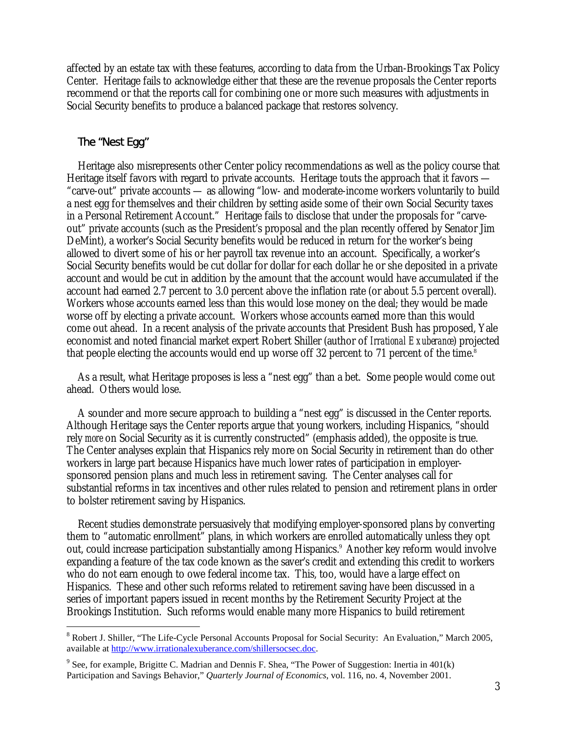affected by an estate tax with these features, according to data from the Urban-Brookings Tax Policy Center. Heritage fails to acknowledge either that these are the revenue proposals the Center reports recommend or that the reports call for combining one or more such measures with adjustments in Social Security benefits to produce a balanced package that restores solvency.

### The "Nest Egg"

Heritage also misrepresents other Center policy recommendations as well as the policy course that Heritage itself favors with regard to private accounts. Heritage touts the approach that it favors — "carve-out" private accounts — as allowing "low- and moderate-income workers voluntarily to build a nest egg for themselves and their children by setting aside some of their own Social Security taxes in a Personal Retirement Account." Heritage fails to disclose that under the proposals for "carve-out" private accounts (such as the President's proposal and the plan recently offered by Senator Jim DeMint), a worker's Social Security benefits would be reduced in return for the worker's being allowed to divert some of his or her payroll tax revenue into an account. Specifically, a worker's Social Security benefits would be cut dollar for dollar for each dollar he or she deposited in a private account and would be cut in addition by the amount that the account would have accumulated if the account had earned 2.7 percent to 3.0 percent above the inflation rate (or about 5.5 percent overall). Workers whose accounts earned less than this would lose money on the deal; they would be made worse off by electing a private account. Workers whose accounts earned more than this would come out ahead. In a recent analysis of the private accounts that President Bush has proposed, Yale economist and noted financial market expert Robert Shiller (author of *Irrational Exuberance*) projected that people electing the accounts would end up worse off 32 percent to 71 percent of the time.[8]

As a result, what Heritage proposes is less a "nest egg" than a bet. Some people would come out ahead. Others would lose.

A sounder and more secure approach to building a "nest egg" is discussed in the Center reports. Although Heritage says the Center reports argue that young workers, including Hispanics, "should rely *more* on Social Security as it is currently constructed" (emphasis added), the opposite is true. The Center analyses explain that Hispanics rely more on Social Security in retirement than do other workers in large part because Hispanics have much lower rates of participation in employer-sponsored pension plans and much less in retirement saving. The Center analyses call for substantial reforms in tax incentives and other rules related to pension and retirement plans in order to bolster retirement saving by Hispanics.

Recent studies demonstrate persuasively that modifying employer-sponsored plans by converting them to "automatic enrollment" plans, in which workers are enrolled automatically unless they opt out, could increase participation substantially among Hispanics.[9] Another key reform would involve expanding a feature of the tax code known as the saver's credit and extending this credit to workers who do not earn enough to owe federal income tax. This, too, would have a large effect on Hispanics. These and other such reforms related to retirement saving have been discussed in a series of important papers issued in recent months by the Retirement Security Project at the Brookings Institution. Such reforms would enable many more Hispanics to build retirement

---

[8] Robert J. Shiller, "The Life-Cycle Personal Accounts Proposal for Social Security: An Evaluation," March 2005, available at http://www.irrationalexuberance.com/shillersocsec.doc.

[9] See, for example, Brigitte C. Madrian and Dennis F. Shea, "The Power of Suggestion: Inertia in 401(k) Participation and Savings Behavior," *Quarterly Journal of Economics*, vol. 116, no. 4, November 2001.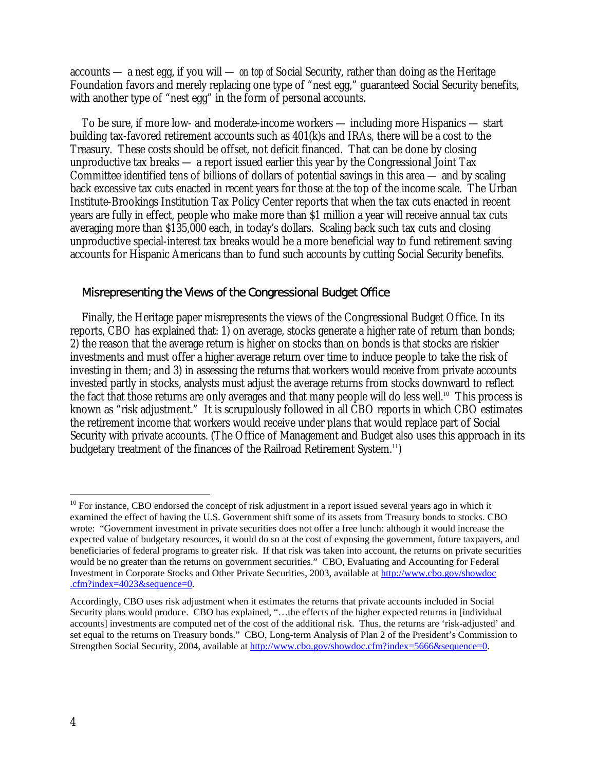accounts — a nest egg, if you will — *on top of* Social Security, rather than doing as the Heritage Foundation favors and merely replacing one type of "nest egg," guaranteed Social Security benefits, with another type of "nest egg" in the form of personal accounts.

To be sure, if more low- and moderate-income workers — including more Hispanics — start building tax-favored retirement accounts such as 401(k)s and IRAs, there will be a cost to the Treasury. These costs should be offset, not deficit financed. That can be done by closing unproductive tax breaks — a report issued earlier this year by the Congressional Joint Tax Committee identified tens of billions of dollars of potential savings in this area — and by scaling back excessive tax cuts enacted in recent years for those at the top of the income scale. The Urban Institute-Brookings Institution Tax Policy Center reports that when the tax cuts enacted in recent years are fully in effect, people who make more than $1 million a year will receive annual tax cuts averaging more than $135,000 each, in today's dollars. Scaling back such tax cuts and closing unproductive special-interest tax breaks would be a more beneficial way to fund retirement saving accounts for Hispanic Americans than to fund such accounts by cutting Social Security benefits.

## Misrepresenting the Views of the Congressional Budget Office

Finally, the Heritage paper misrepresents the views of the Congressional Budget Office. In its reports, CBO has explained that: 1) on average, stocks generate a higher rate of return than bonds; 2) the reason that the average return is higher on stocks than on bonds is that stocks are riskier investments and must offer a higher average return over time to induce people to take the risk of investing in them; and 3) in assessing the returns that workers would receive from private accounts invested partly in stocks, analysts must adjust the average returns from stocks downward to reflect the fact that those returns are only averages and that many people will do less well.[10] This process is known as "risk adjustment." It is scrupulously followed in all CBO reports in which CBO estimates the retirement income that workers would receive under plans that would replace part of Social Security with private accounts. (The Office of Management and Budget also uses this approach in its budgetary treatment of the finances of the Railroad Retirement System.[11])

---

[10] For instance, CBO endorsed the concept of risk adjustment in a report issued several years ago in which it examined the effect of having the U.S. Government shift some of its assets from Treasury bonds to stocks. CBO wrote: "Government investment in private securities does not offer a free lunch: although it would increase the expected value of budgetary resources, it would do so at the cost of exposing the government, future taxpayers, and beneficiaries of federal programs to greater risk. If that risk was taken into account, the returns on private securities would be no greater than the returns on government securities." CBO, Evaluating and Accounting for Federal Investment in Corporate Stocks and Other Private Securities, 2003, available at http://www.cbo.gov/showdoc.cfm?index=4023&sequence=0.

Accordingly, CBO uses risk adjustment when it estimates the returns that private accounts included in Social Security plans would produce. CBO has explained, "…the effects of the higher expected returns in [individual accounts] investments are computed net of the cost of the additional risk. Thus, the returns are 'risk-adjusted' and set equal to the returns on Treasury bonds." CBO, Long-term Analysis of Plan 2 of the President's Commission to Strengthen Social Security, 2004, available at http://www.cbo.gov/showdoc.cfm?index=5666&sequence=0.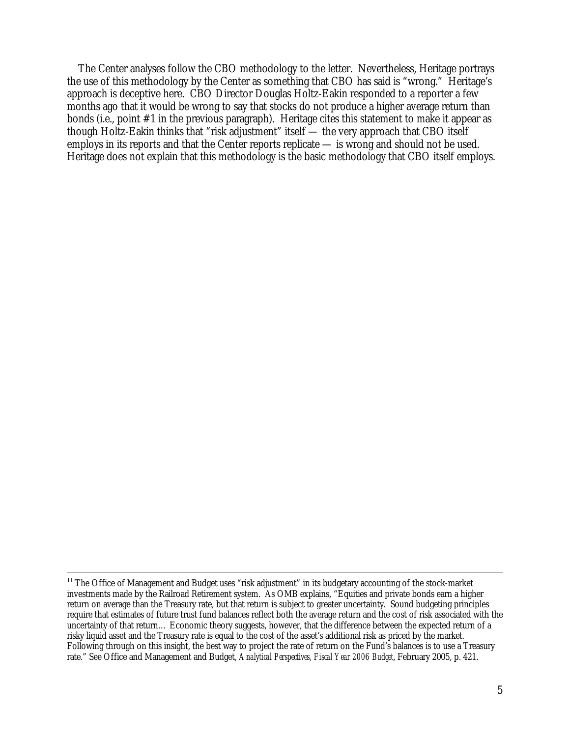The Center analyses follow the CBO methodology to the letter. Nevertheless, Heritage portrays the use of this methodology by the Center as something that CBO has said is "wrong." Heritage's approach is deceptive here. CBO Director Douglas Holtz-Eakin responded to a reporter a few months ago that it would be wrong to say that stocks do not produce a higher average return than bonds (i.e., point #1 in the previous paragraph). Heritage cites this statement to make it appear as though Holtz-Eakin thinks that "risk adjustment" itself — the very approach that CBO itself employs in its reports and that the Center reports replicate — is wrong and should not be used. Heritage does not explain that this methodology is the basic methodology that CBO itself employs.

---

[11] The Office of Management and Budget uses "risk adjustment" in its budgetary accounting of the stock-market investments made by the Railroad Retirement system. As OMB explains, "Equities and private bonds earn a higher return on average than the Treasury rate, but that return is subject to greater uncertainty. Sound budgeting principles require that estimates of future trust fund balances reflect both the average return and the cost of risk associated with the uncertainty of that return… Economic theory suggests, however, that the difference between the expected return of a risky liquid asset and the Treasury rate is equal to the cost of the asset's additional risk as priced by the market. Following through on this insight, the best way to project the rate of return on the Fund's balances is to use a Treasury rate." See Office and Management and Budget, *Analytical Perspectives, Fiscal Year 2006 Budget*, February 2005, p. 421.